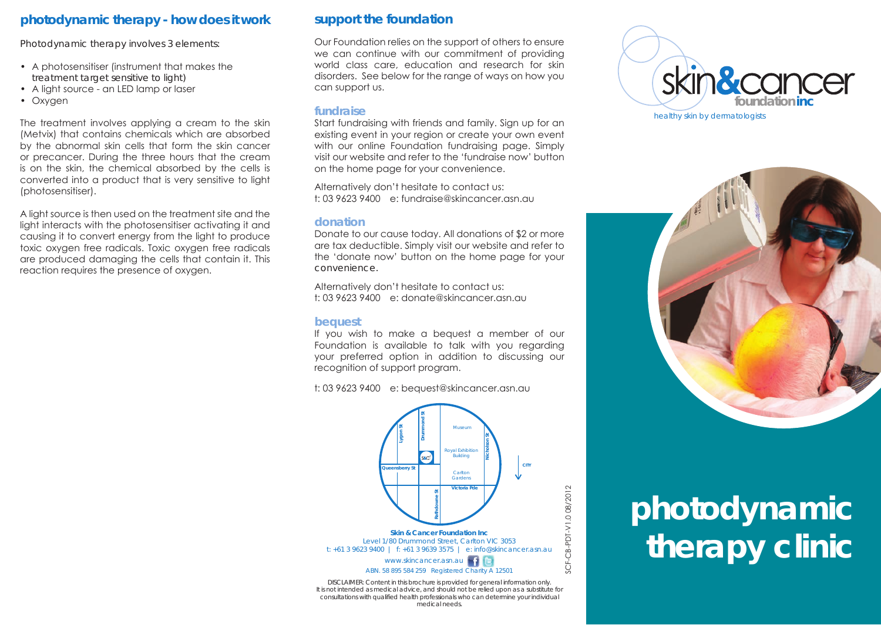## photodynamic therapy - how does it work

Photodynamic therapy involves 3 elements:

- A photosensitiser (instrument that makes the treatment target sensitive to light)
- A light source - an LED lamp or laser
- Oxygen

The treatment involves applying a cream to the skin (Metvix) that contains chemicals which are absorbed by the abnormal skin cells that form the skin cancer or precancer. During the three hours that the cream is on the skin, the chemical absorbed by the cells is converted into a product that is very sensitive to light (photosensitiser).

A light source is then used on the treatment site and the light interacts with the photosensitiser activating it and causing it to convert energy from the light to produce toxic oxygen free radicals. Toxic oxygen free radicals are produced damaging the cells that contain it. This reaction requires the presence of oxygen.

## support the foundation

Our Foundation relies on the support of others to ensure we can continue with our commitment of providing world class care, education and research for skin disorders. See below for the range of ways on how you can support us.

### fundraise

Start fundraising with friends and family. Sign up for an existing event in your region or create your own event with our online Foundation fundraising page. Simply visit our website and refer to the 'fundraise now' button on the home page for your convenience.

Alternatively don't hesitate to contact us:
t: 03 9623 9400 e: fundraise@skincancer.asn.au

### donation

Donate to our cause today. All donations of $2 or more are tax deductible. Simply visit our website and refer to the 'donate now' button on the home page for your convenience.

Alternatively don't hesitate to contact us:
t: 03 9623 9400 e: donate@skincancer.asn.au

### bequest

If you wish to make a bequest a member of our Foundation is available to talk with you regarding your preferred option in addition to discussing our recognition of support program.

t: 03 9623 9400 e: bequest@skincancer.asn.au

Lygon St, Drummond St, Museum, Nicholson St, Royal Exhibition Building, S&C, Queensberry St, Carlton Gardens, CITY, Victoria Pde, Rathdowne St

**Skin & Cancer Foundation Inc**
Level 1/80 Drummond Street, Carlton VIC 3053
t: +61 3 9623 9400 | f: +61 3 9639 3575 | e: info@skincancer.asn.au
www.skincancer.asn.au
ABN. 58 895 584 259 Registered Charity A 12501

DISCLAIMER: Content in this brochure is provided for general information only. It is not intended as medical advice, and should not be relied upon as a substitute for consultations with qualified health professionals who can determine your individual medical needs.

SCF-CB-PDT-V1.0 08/2012

skin&cancer foundation inc
healthy skin by dermatologists

# photodynamic therapy clinic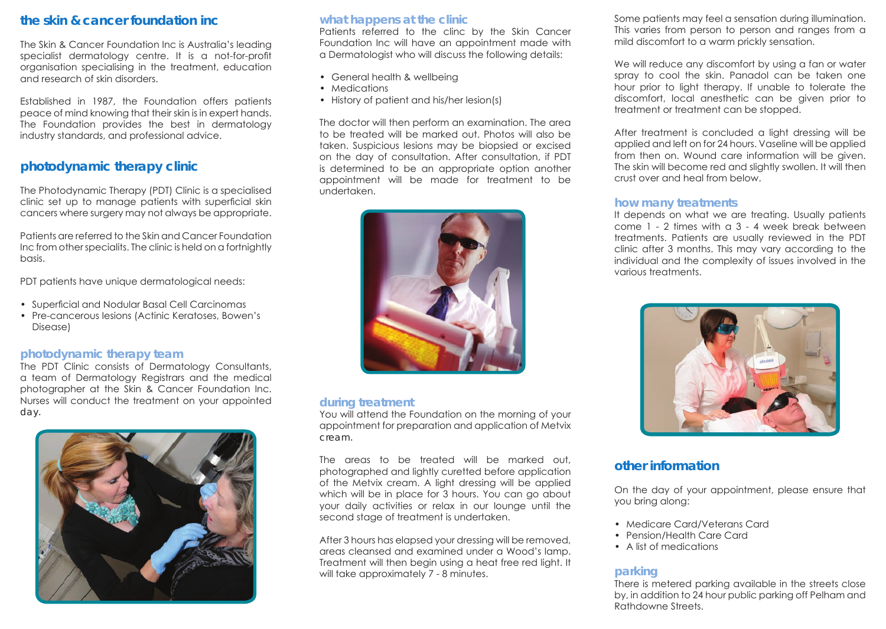## the skin & cancer foundation inc

The Skin & Cancer Foundation Inc is Australia's leading specialist dermatology centre. It is a not-for-profit organisation specialising in the treatment, education and research of skin disorders.

Established in 1987, the Foundation offers patients peace of mind knowing that their skin is in expert hands. The Foundation provides the best in dermatology industry standards, and professional advice.

## photodynamic therapy clinic

The Photodynamic Therapy (PDT) Clinic is a specialised clinic set up to manage patients with superficial skin cancers where surgery may not always be appropriate.

Patients are referred to the Skin and Cancer Foundation Inc from other specialits. The clinic is held on a fortnightly basis.

PDT patients have unique dermatological needs:

- Superficial and Nodular Basal Cell Carcinomas
- Pre-cancerous lesions (Actinic Keratoses, Bowen's Disease)

### photodynamic therapy team

The PDT Clinic consists of Dermatology Consultants, a team of Dermatology Registrars and the medical photographer at the Skin & Cancer Foundation Inc. Nurses will conduct the treatment on your appointed day.

### what happens at the clinic

Patients referred to the clinc by the Skin Cancer Foundation Inc will have an appointment made with a Dermatologist who will discuss the following details:

- General health & wellbeing
- Medications
- History of patient and his/her lesion(s)

The doctor will then perform an examination. The area to be treated will be marked out. Photos will also be taken. Suspicious lesions may be biopsied or excised on the day of consultation. After consultation, if PDT is determined to be an appropriate option another appointment will be made for treatment to be undertaken.

### during treatment

You will attend the Foundation on the morning of your appointment for preparation and application of Metvix cream.

The areas to be treated will be marked out, photographed and lightly curetted before application of the Metvix cream. A light dressing will be applied which will be in place for 3 hours. You can go about your daily activities or relax in our lounge until the second stage of treatment is undertaken.

After 3 hours has elapsed your dressing will be removed, areas cleansed and examined under a Wood's lamp. Treatment will then begin using a heat free red light. It will take approximately 7 - 8 minutes.

Some patients may feel a sensation during illumination. This varies from person to person and ranges from a mild discomfort to a warm prickly sensation.

We will reduce any discomfort by using a fan or water spray to cool the skin. Panadol can be taken one hour prior to light therapy. If unable to tolerate the discomfort, local anesthetic can be given prior to treatment or treatment can be stopped.

After treatment is concluded a light dressing will be applied and left on for 24 hours. Vaseline will be applied from then on. Wound care information will be given. The skin will become red and slightly swollen. It will then crust over and heal from below.

### how many treatments

It depends on what we are treating. Usually patients come 1 - 2 times with a 3 - 4 week break between treatments. Patients are usually reviewed in the PDT clinic after 3 months. This may vary according to the individual and the complexity of issues involved in the various treatments.

## other information

On the day of your appointment, please ensure that you bring along:

- Medicare Card/Veterans Card
- Pension/Health Care Card
- A list of medications

### parking

There is metered parking available in the streets close by, in addition to 24 hour public parking off Pelham and Rathdowne Streets.